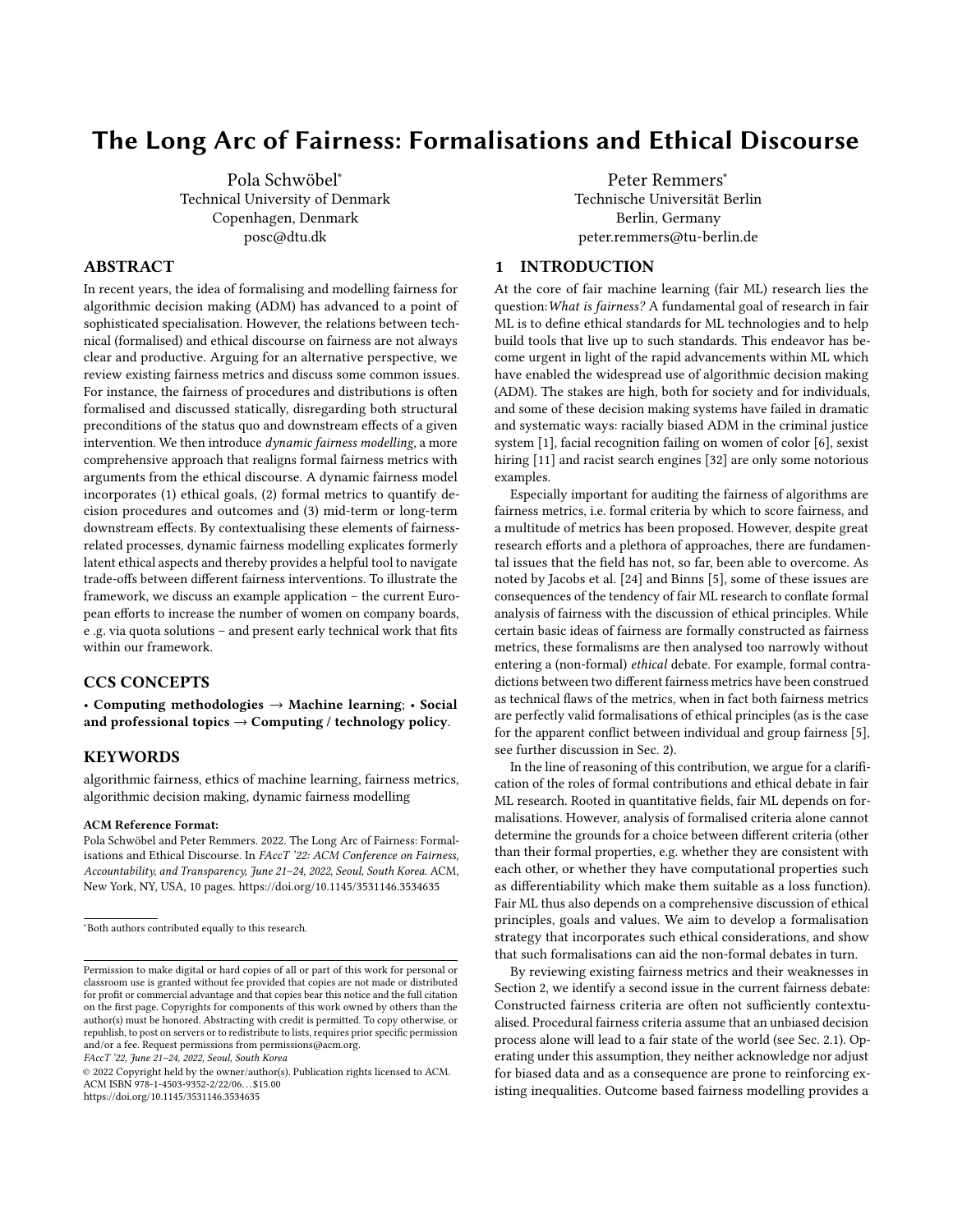# The Long Arc of Fairness: Formalisations and Ethical Discourse

Pola Schwöbel*
Technical University of Denmark
Copenhagen, Denmark
posc@dtu.dk

Peter Remmers*
Technische Universität Berlin
Berlin, Germany
peter.remmers@tu-berlin.de

## ABSTRACT

In recent years, the idea of formalising and modelling fairness for algorithmic decision making (ADM) has advanced to a point of sophisticated specialisation. However, the relations between technical (formalised) and ethical discourse on fairness are not always clear and productive. Arguing for an alternative perspective, we review existing fairness metrics and discuss some common issues. For instance, the fairness of procedures and distributions is often formalised and discussed statically, disregarding both structural preconditions of the status quo and downstream effects of a given intervention. We then introduce *dynamic fairness modelling*, a more comprehensive approach that realigns formal fairness metrics with arguments from the ethical discourse. A dynamic fairness model incorporates (1) ethical goals, (2) formal metrics to quantify decision procedures and outcomes and (3) mid-term or long-term downstream effects. By contextualising these elements of fairness-related processes, dynamic fairness modelling explicates formerly latent ethical aspects and thereby provides a helpful tool to navigate trade-offs between different fairness interventions. To illustrate the framework, we discuss an example application – the current European efforts to increase the number of women on company boards, e .g. via quota solutions – and present early technical work that fits within our framework.

## CCS CONCEPTS

• **Computing methodologies** → **Machine learning**; • **Social and professional topics** → **Computing / technology policy**.

## KEYWORDS

algorithmic fairness, ethics of machine learning, fairness metrics, algorithmic decision making, dynamic fairness modelling

**ACM Reference Format:**
Pola Schwöbel and Peter Remmers. 2022. The Long Arc of Fairness: Formalisations and Ethical Discourse. In *FAccT '22: ACM Conference on Fairness, Accountability, and Transparency, June 21–24, 2022, Seoul, South Korea.* ACM, New York, NY, USA, 10 pages. https://doi.org/10.1145/3531146.3534635

*Both authors contributed equally to this research.

Permission to make digital or hard copies of all or part of this work for personal or classroom use is granted without fee provided that copies are not made or distributed for profit or commercial advantage and that copies bear this notice and the full citation on the first page. Copyrights for components of this work owned by others than the author(s) must be honored. Abstracting with credit is permitted. To copy otherwise, or republish, to post on servers or to redistribute to lists, requires prior specific permission and/or a fee. Request permissions from permissions@acm.org.
*FAccT '22, June 21–24, 2022, Seoul, South Korea*
© 2022 Copyright held by the owner/author(s). Publication rights licensed to ACM.
ACM ISBN 978-1-4503-9352-2/22/06...$15.00
https://doi.org/10.1145/3531146.3534635

## 1 INTRODUCTION

At the core of fair machine learning (fair ML) research lies the question:*What is fairness?* A fundamental goal of research in fair ML is to define ethical standards for ML technologies and to help build tools that live up to such standards. This endeavor has become urgent in light of the rapid advancements within ML which have enabled the widespread use of algorithmic decision making (ADM). The stakes are high, both for society and for individuals, and some of these decision making systems have failed in dramatic and systematic ways: racially biased ADM in the criminal justice system [1], facial recognition failing on women of color [6], sexist hiring [11] and racist search engines [32] are only some notorious examples.

Especially important for auditing the fairness of algorithms are fairness metrics, i.e. formal criteria by which to score fairness, and a multitude of metrics has been proposed. However, despite great research efforts and a plethora of approaches, there are fundamental issues that the field has not, so far, been able to overcome. As noted by Jacobs et al. [24] and Binns [5], some of these issues are consequences of the tendency of fair ML research to conflate formal analysis of fairness with the discussion of ethical principles. While certain basic ideas of fairness are formally constructed as fairness metrics, these formalisms are then analysed too narrowly without entering a (non-formal) *ethical* debate. For example, formal contradictions between two different fairness metrics have been construed as technical flaws of the metrics, when in fact both fairness metrics are perfectly valid formalisations of ethical principles (as is the case for the apparent conflict between individual and group fairness [5], see further discussion in Sec. 2).

In the line of reasoning of this contribution, we argue for a clarification of the roles of formal contributions and ethical debate in fair ML research. Rooted in quantitative fields, fair ML depends on formalisations. However, analysis of formalised criteria alone cannot determine the grounds for a choice between different criteria (other than their formal properties, e.g. whether they are consistent with each other, or whether they have computational properties such as differentiability which make them suitable as a loss function). Fair ML thus also depends on a comprehensive discussion of ethical principles, goals and values. We aim to develop a formalisation strategy that incorporates such ethical considerations, and show that such formalisations can aid the non-formal debates in turn.

By reviewing existing fairness metrics and their weaknesses in Section 2, we identify a second issue in the current fairness debate: Constructed fairness criteria are often not sufficiently contextualised. Procedural fairness criteria assume that an unbiased decision process alone will lead to a fair state of the world (see Sec. 2.1). Operating under this assumption, they neither acknowledge nor adjust for biased data and as a consequence are prone to reinforcing existing inequalities. Outcome based fairness modelling provides a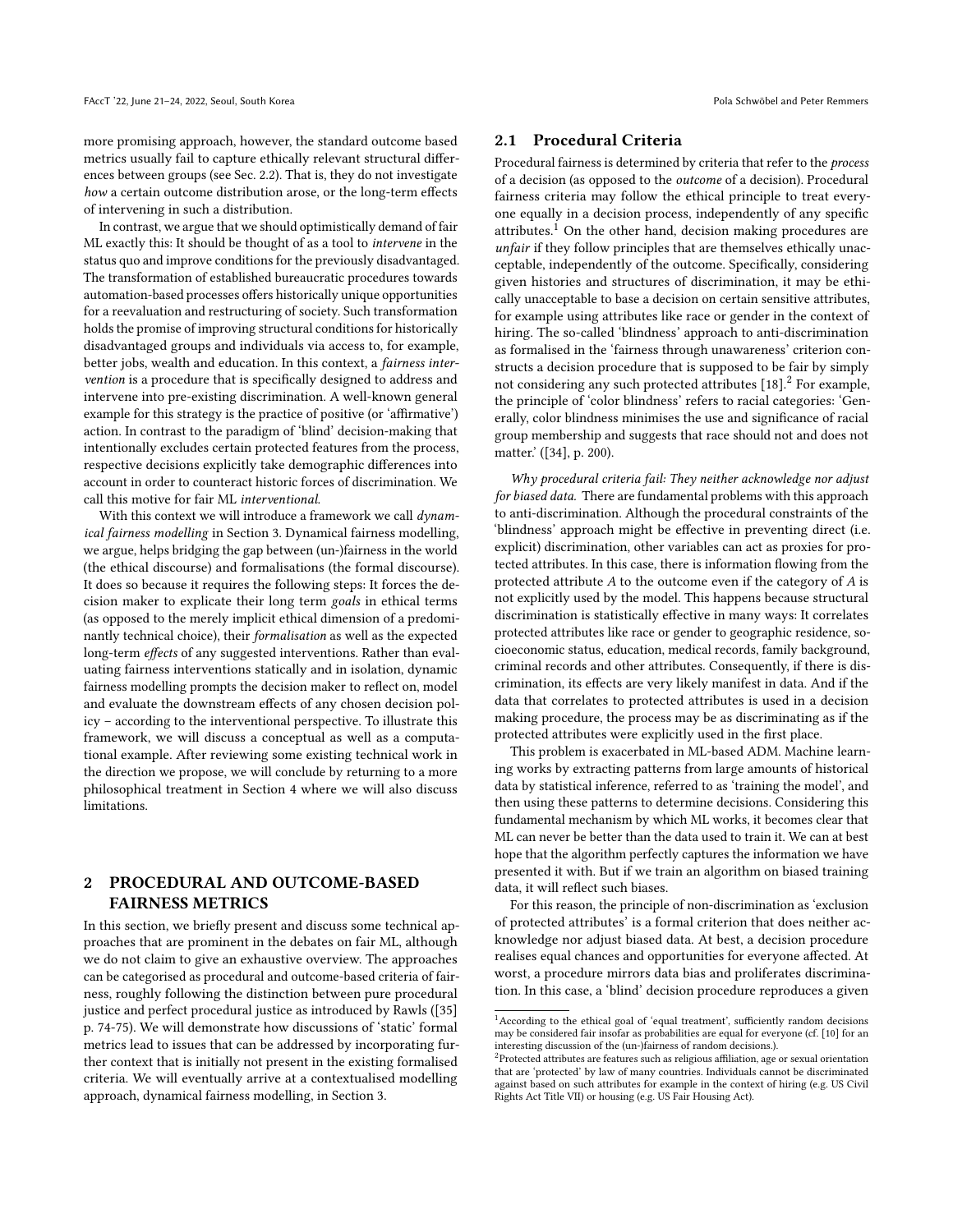more promising approach, however, the standard outcome based metrics usually fail to capture ethically relevant structural differences between groups (see Sec. 2.2). That is, they do not investigate *how* a certain outcome distribution arose, or the long-term effects of intervening in such a distribution.

In contrast, we argue that we should optimistically demand of fair ML exactly this: It should be thought of as a tool to *intervene* in the status quo and improve conditions for the previously disadvantaged. The transformation of established bureaucratic procedures towards automation-based processes offers historically unique opportunities for a reevaluation and restructuring of society. Such transformation holds the promise of improving structural conditions for historically disadvantaged groups and individuals via access to, for example, better jobs, wealth and education. In this context, a *fairness intervention* is a procedure that is specifically designed to address and intervene into pre-existing discrimination. A well-known general example for this strategy is the practice of positive (or 'affirmative') action. In contrast to the paradigm of 'blind' decision-making that intentionally excludes certain protected features from the process, respective decisions explicitly take demographic differences into account in order to counteract historic forces of discrimination. We call this motive for fair ML *interventional*.

With this context we will introduce a framework we call *dynamical fairness modelling* in Section 3. Dynamical fairness modelling, we argue, helps bridging the gap between (un-)fairness in the world (the ethical discourse) and formalisations (the formal discourse). It does so because it requires the following steps: It forces the decision maker to explicate their long term *goals* in ethical terms (as opposed to the merely implicit ethical dimension of a predominantly technical choice), their *formalisation* as well as the expected long-term *effects* of any suggested interventions. Rather than evaluating fairness interventions statically and in isolation, dynamic fairness modelling prompts the decision maker to reflect on, model and evaluate the downstream effects of any chosen decision policy – according to the interventional perspective. To illustrate this framework, we will discuss a conceptual as well as a computational example. After reviewing some existing technical work in the direction we propose, we will conclude by returning to a more philosophical treatment in Section 4 where we will also discuss limitations.

## 2 PROCEDURAL AND OUTCOME-BASED FAIRNESS METRICS

In this section, we briefly present and discuss some technical approaches that are prominent in the debates on fair ML, although we do not claim to give an exhaustive overview. The approaches can be categorised as procedural and outcome-based criteria of fairness, roughly following the distinction between pure procedural justice and perfect procedural justice as introduced by Rawls ([35] p. 74-75). We will demonstrate how discussions of 'static' formal metrics lead to issues that can be addressed by incorporating further context that is initially not present in the existing formalised criteria. We will eventually arrive at a contextualised modelling approach, dynamical fairness modelling, in Section 3.

### 2.1 Procedural Criteria

Procedural fairness is determined by criteria that refer to the *process* of a decision (as opposed to the *outcome* of a decision). Procedural fairness criteria may follow the ethical principle to treat everyone equally in a decision process, independently of any specific attributes.[1] On the other hand, decision making procedures are *unfair* if they follow principles that are themselves ethically unacceptable, independently of the outcome. Specifically, considering given histories and structures of discrimination, it may be ethically unacceptable to base a decision on certain sensitive attributes, for example using attributes like race or gender in the context of hiring. The so-called 'blindness' approach to anti-discrimination as formalised in the 'fairness through unawareness' criterion constructs a decision procedure that is supposed to be fair by simply not considering any such protected attributes [18].[2] For example, the principle of 'color blindness' refers to racial categories: 'Generally, color blindness minimises the use and significance of racial group membership and suggests that race should not and does not matter.' ([34], p. 200).

*Why procedural criteria fail: They neither acknowledge nor adjust for biased data.* There are fundamental problems with this approach to anti-discrimination. Although the procedural constraints of the 'blindness' approach might be effective in preventing direct (i.e. explicit) discrimination, other variables can act as proxies for protected attributes. In this case, there is information flowing from the protected attribute $A$ to the outcome even if the category of $A$ is not explicitly used by the model. This happens because structural discrimination is statistically effective in many ways: It correlates protected attributes like race or gender to geographic residence, socioeconomic status, education, medical records, family background, criminal records and other attributes. Consequently, if there is discrimination, its effects are very likely manifest in data. And if the data that correlates to protected attributes is used in a decision making procedure, the process may be as discriminating as if the protected attributes were explicitly used in the first place.

This problem is exacerbated in ML-based ADM. Machine learning works by extracting patterns from large amounts of historical data by statistical inference, referred to as 'training the model', and then using these patterns to determine decisions. Considering this fundamental mechanism by which ML works, it becomes clear that ML can never be better than the data used to train it. We can at best hope that the algorithm perfectly captures the information we have presented it with. But if we train an algorithm on biased training data, it will reflect such biases.

For this reason, the principle of non-discrimination as 'exclusion of protected attributes' is a formal criterion that does neither acknowledge nor adjust biased data. At best, a decision procedure realises equal chances and opportunities for everyone affected. At worst, a procedure mirrors data bias and proliferates discrimination. In this case, a 'blind' decision procedure reproduces a given

[1] According to the ethical goal of 'equal treatment', sufficiently random decisions may be considered fair insofar as probabilities are equal for everyone (cf. [10] for an interesting discussion of the (un-)fairness of random decisions.).

[2] Protected attributes are features such as religious affiliation, age or sexual orientation that are 'protected' by law of many countries. Individuals cannot be discriminated against based on such attributes for example in the context of hiring (e.g. US Civil Rights Act Title VII) or housing (e.g. US Fair Housing Act).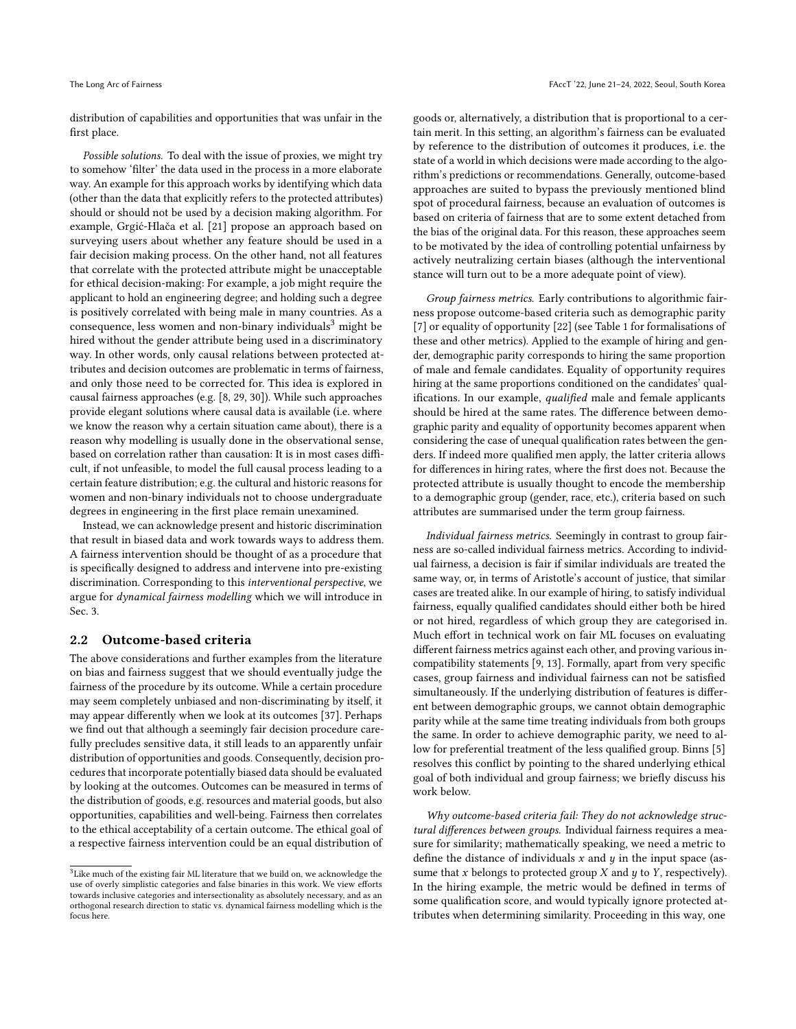distribution of capabilities and opportunities that was unfair in the first place.

*Possible solutions.* To deal with the issue of proxies, we might try to somehow 'filter' the data used in the process in a more elaborate way. An example for this approach works by identifying which data (other than the data that explicitly refers to the protected attributes) should or should not be used by a decision making algorithm. For example, Grgić-Hlača et al. [21] propose an approach based on surveying users about whether any feature should be used in a fair decision making process. On the other hand, not all features that correlate with the protected attribute might be unacceptable for ethical decision-making: For example, a job might require the applicant to hold an engineering degree; and holding such a degree is positively correlated with being male in many countries. As a consequence, less women and non-binary individuals[3] might be hired without the gender attribute being used in a discriminatory way. In other words, only causal relations between protected attributes and decision outcomes are problematic in terms of fairness, and only those need to be corrected for. This idea is explored in causal fairness approaches (e.g. [8, 29, 30]). While such approaches provide elegant solutions where causal data is available (i.e. where we know the reason why a certain situation came about), there is a reason why modelling is usually done in the observational sense, based on correlation rather than causation: It is in most cases difficult, if not unfeasible, to model the full causal process leading to a certain feature distribution; e.g. the cultural and historic reasons for women and non-binary individuals not to choose undergraduate degrees in engineering in the first place remain unexamined.

Instead, we can acknowledge present and historic discrimination that result in biased data and work towards ways to address them. A fairness intervention should be thought of as a procedure that is specifically designed to address and intervene into pre-existing discrimination. Corresponding to this *interventional perspective*, we argue for *dynamical fairness modelling* which we will introduce in Sec. 3.

## 2.2 Outcome-based criteria

The above considerations and further examples from the literature on bias and fairness suggest that we should eventually judge the fairness of the procedure by its outcome. While a certain procedure may seem completely unbiased and non-discriminating by itself, it may appear differently when we look at its outcomes [37]. Perhaps we find out that although a seemingly fair decision procedure carefully precludes sensitive data, it still leads to an apparently unfair distribution of opportunities and goods. Consequently, decision procedures that incorporate potentially biased data should be evaluated by looking at the outcomes. Outcomes can be measured in terms of the distribution of goods, e.g. resources and material goods, but also opportunities, capabilities and well-being. Fairness then correlates to the ethical acceptability of a certain outcome. The ethical goal of a respective fairness intervention could be an equal distribution of goods or, alternatively, a distribution that is proportional to a certain merit. In this setting, an algorithm's fairness can be evaluated by reference to the distribution of outcomes it produces, i.e. the state of a world in which decisions were made according to the algorithm's predictions or recommendations. Generally, outcome-based approaches are suited to bypass the previously mentioned blind spot of procedural fairness, because an evaluation of outcomes is based on criteria of fairness that are to some extent detached from the bias of the original data. For this reason, these approaches seem to be motivated by the idea of controlling potential unfairness by actively neutralizing certain biases (although the interventional stance will turn out to be a more adequate point of view).

*Group fairness metrics.* Early contributions to algorithmic fairness propose outcome-based criteria such as demographic parity [7] or equality of opportunity [22] (see Table 1 for formalisations of these and other metrics). Applied to the example of hiring and gender, demographic parity corresponds to hiring the same proportion of male and female candidates. Equality of opportunity requires hiring at the same proportions conditioned on the candidates' qualifications. In our example, *qualified* male and female applicants should be hired at the same rates. The difference between demographic parity and equality of opportunity becomes apparent when considering the case of unequal qualification rates between the genders. If indeed more qualified men apply, the latter criteria allows for differences in hiring rates, where the first does not. Because the protected attribute is usually thought to encode the membership to a demographic group (gender, race, etc.), criteria based on such attributes are summarised under the term group fairness.

*Individual fairness metrics.* Seemingly in contrast to group fairness are so-called individual fairness metrics. According to individual fairness, a decision is fair if similar individuals are treated the same way, or, in terms of Aristotle's account of justice, that similar cases are treated alike. In our example of hiring, to satisfy individual fairness, equally qualified candidates should either both be hired or not hired, regardless of which group they are categorised in. Much effort in technical work on fair ML focuses on evaluating different fairness metrics against each other, and proving various incompatibility statements [9, 13]. Formally, apart from very specific cases, group fairness and individual fairness can not be satisfied simultaneously. If the underlying distribution of features is different between demographic groups, we cannot obtain demographic parity while at the same time treating individuals from both groups the same. In order to achieve demographic parity, we need to allow for preferential treatment of the less qualified group. Binns [5] resolves this conflict by pointing to the shared underlying ethical goal of both individual and group fairness; we briefly discuss his work below.

*Why outcome-based criteria fail: They do not acknowledge structural differences between groups.* Individual fairness requires a measure for similarity; mathematically speaking, we need a metric to define the distance of individuals $x$ and $y$ in the input space (assume that $x$ belongs to protected group $X$ and $y$ to $Y$, respectively). In the hiring example, the metric would be defined in terms of some qualification score, and would typically ignore protected attributes when determining similarity. Proceeding in this way, one

[3] Like much of the existing fair ML literature that we build on, we acknowledge the use of overly simplistic categories and false binaries in this work. We view efforts towards inclusive categories and intersectionality as absolutely necessary, and as an orthogonal research direction to static vs. dynamical fairness modelling which is the focus here.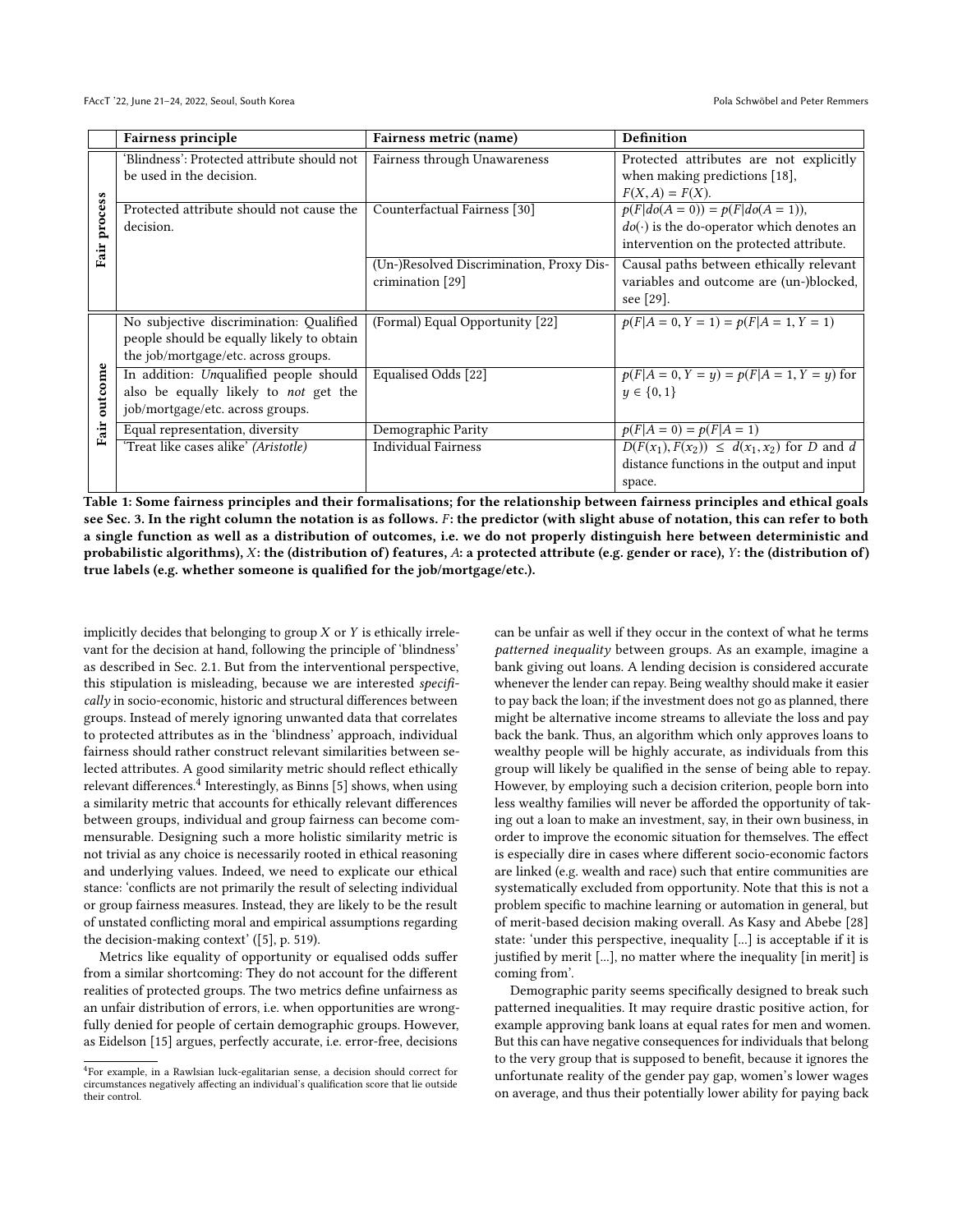| | Fairness principle | Fairness metric (name) | Definition |
|---|---|---|---|
| Fair process | 'Blindness': Protected attribute should not be used in the decision. | Fairness through Unawareness | Protected attributes are not explicitly when making predictions [18], $F(X, A) = F(X)$. |
| | Protected attribute should not cause the decision. | Counterfactual Fairness [30] | $p(F \mid do(A = 0)) = p(F \mid do(A = 1))$, $do(\cdot)$ is the do-operator which denotes an intervention on the protected attribute. |
| | | (Un-)Resolved Discrimination, Proxy Discrimination [29] | Causal paths between ethically relevant variables and outcome are (un-)blocked, see [29]. |
| Fair outcome | No subjective discrimination: Qualified people should be equally likely to obtain the job/mortgage/etc. across groups. | (Formal) Equal Opportunity [22] | $p(F \mid A = 0, Y = 1) = p(F \mid A = 1, Y = 1)$ |
| | In addition: *Un*qualified people should also be equally likely to *not* get the job/mortgage/etc. across groups. | Equalised Odds [22] | $p(F \mid A = 0, Y = y) = p(F \mid A = 1, Y = y)$ for $y \in \{0, 1\}$ |
| | Equal representation, diversity | Demographic Parity | $p(F \mid A = 0) = p(F \mid A = 1)$ |
| | 'Treat like cases alike' *(Aristotle)* | Individual Fairness | $D(F(x_1), F(x_2)) \leq d(x_1, x_2)$ for $D$ and $d$ distance functions in the output and input space. |

**Table 1: Some fairness principles and their formalisations; for the relationship between fairness principles and ethical goals see Sec. 3. In the right column the notation is as follows. $F$: the predictor (with slight abuse of notation, this can refer to both a single function as well as a distribution of outcomes, i.e. we do not properly distinguish here between deterministic and probabilistic algorithms), $X$: the (distribution of) features, $A$: a protected attribute (e.g. gender or race), $Y$: the (distribution of) true labels (e.g. whether someone is qualified for the job/mortgage/etc.).**

implicitly decides that belonging to group $X$ or $Y$ is ethically irrelevant for the decision at hand, following the principle of 'blindness' as described in Sec. 2.1. But from the interventional perspective, this stipulation is misleading, because we are interested *specifically* in socio-economic, historic and structural differences between groups. Instead of merely ignoring unwanted data that correlates to protected attributes as in the 'blindness' approach, individual fairness should rather construct relevant similarities between selected attributes. A good similarity metric should reflect ethically relevant differences.[4] Interestingly, as Binns [5] shows, when using a similarity metric that accounts for ethically relevant differences between groups, individual and group fairness can become commensurable. Designing such a more holistic similarity metric is not trivial as any choice is necessarily rooted in ethical reasoning and underlying values. Indeed, we need to explicate our ethical stance: 'conflicts are not primarily the result of selecting individual or group fairness measures. Instead, they are likely to be the result of unstated conflicting moral and empirical assumptions regarding the decision-making context' ([5], p. 519).

Metrics like equality of opportunity or equalised odds suffer from a similar shortcoming: They do not account for the different realities of protected groups. The two metrics define unfairness as an unfair distribution of errors, i.e. when opportunities are wrongfully denied for people of certain demographic groups. However, as Eidelson [15] argues, perfectly accurate, i.e. error-free, decisions can be unfair as well if they occur in the context of what he terms *patterned inequality* between groups. As an example, imagine a bank giving out loans. A lending decision is considered accurate whenever the lender can repay. Being wealthy should make it easier to pay back the loan; if the investment does not go as planned, there might be alternative income streams to alleviate the loss and pay back the bank. Thus, an algorithm which only approves loans to wealthy people will be highly accurate, as individuals from this group will likely be qualified in the sense of being able to repay. However, by employing such a decision criterion, people born into less wealthy families will never be afforded the opportunity of taking out a loan to make an investment, say, in their own business, in order to improve the economic situation for themselves. The effect is especially dire in cases where different socio-economic factors are linked (e.g. wealth and race) such that entire communities are systematically excluded from opportunity. Note that this is not a problem specific to machine learning or automation in general, but of merit-based decision making overall. As Kasy and Abebe [28] state: 'under this perspective, inequality [...] is acceptable if it is justified by merit [...], no matter where the inequality [in merit] is coming from'.

Demographic parity seems specifically designed to break such patterned inequalities. It may require drastic positive action, for example approving bank loans at equal rates for men and women. But this can have negative consequences for individuals that belong to the very group that is supposed to benefit, because it ignores the unfortunate reality of the gender pay gap, women's lower wages on average, and thus their potentially lower ability for paying back

[4] For example, in a Rawlsian luck-egalitarian sense, a decision should correct for circumstances negatively affecting an individual's qualification score that lie outside their control.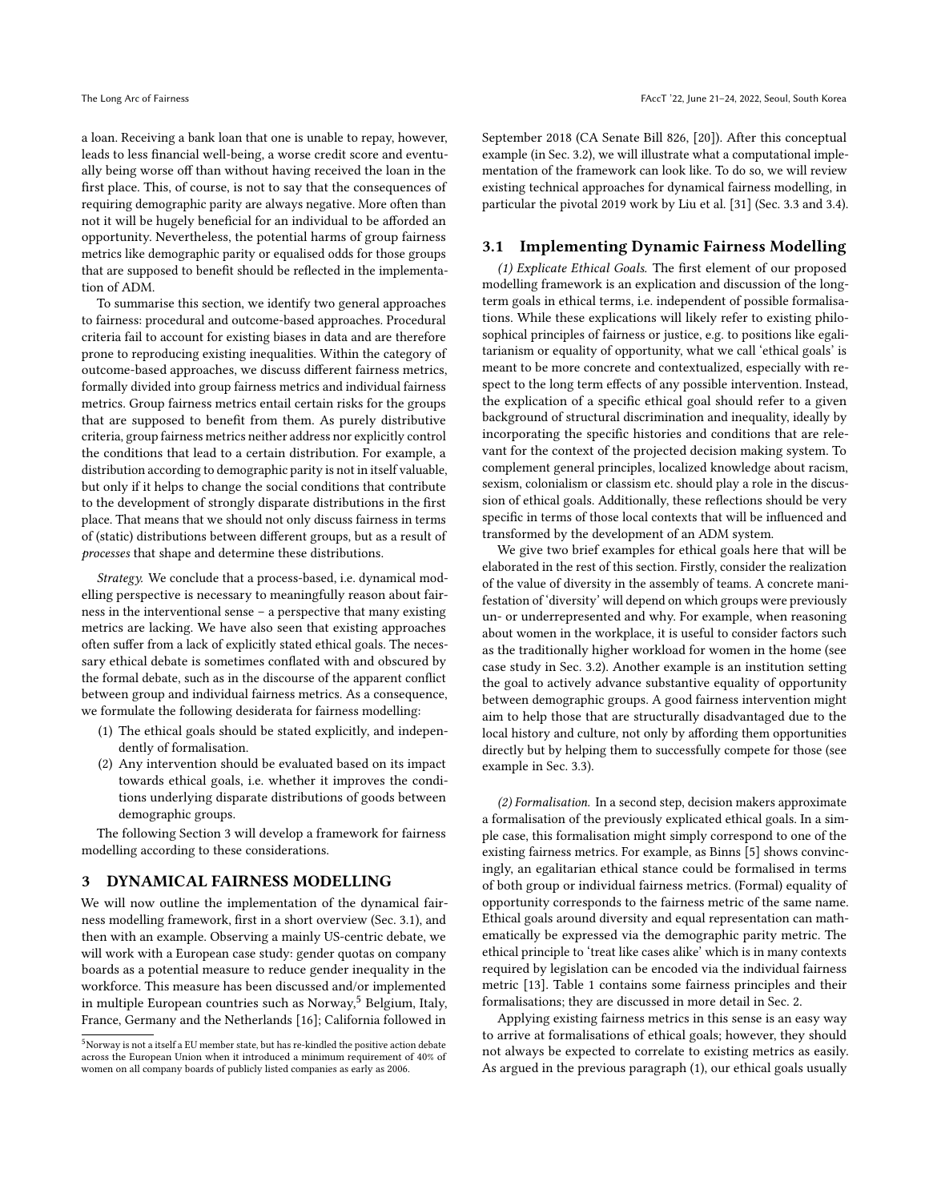a loan. Receiving a bank loan that one is unable to repay, however, leads to less financial well-being, a worse credit score and eventually being worse off than without having received the loan in the first place. This, of course, is not to say that the consequences of requiring demographic parity are always negative. More often than not it will be hugely beneficial for an individual to be afforded an opportunity. Nevertheless, the potential harms of group fairness metrics like demographic parity or equalised odds for those groups that are supposed to benefit should be reflected in the implementation of ADM.

To summarise this section, we identify two general approaches to fairness: procedural and outcome-based approaches. Procedural criteria fail to account for existing biases in data and are therefore prone to reproducing existing inequalities. Within the category of outcome-based approaches, we discuss different fairness metrics, formally divided into group fairness metrics and individual fairness metrics. Group fairness metrics entail certain risks for the groups that are supposed to benefit from them. As purely distributive criteria, group fairness metrics neither address nor explicitly control the conditions that lead to a certain distribution. For example, a distribution according to demographic parity is not in itself valuable, but only if it helps to change the social conditions that contribute to the development of strongly disparate distributions in the first place. That means that we should not only discuss fairness in terms of (static) distributions between different groups, but as a result of *processes* that shape and determine these distributions.

*Strategy.* We conclude that a process-based, i.e. dynamical modelling perspective is necessary to meaningfully reason about fairness in the interventional sense – a perspective that many existing metrics are lacking. We have also seen that existing approaches often suffer from a lack of explicitly stated ethical goals. The necessary ethical debate is sometimes conflated with and obscured by the formal debate, such as in the discourse of the apparent conflict between group and individual fairness metrics. As a consequence, we formulate the following desiderata for fairness modelling:

(1) The ethical goals should be stated explicitly, and independently of formalisation.
(2) Any intervention should be evaluated based on its impact towards ethical goals, i.e. whether it improves the conditions underlying disparate distributions of goods between demographic groups.

The following Section 3 will develop a framework for fairness modelling according to these considerations.

## 3 DYNAMICAL FAIRNESS MODELLING

We will now outline the implementation of the dynamical fairness modelling framework, first in a short overview (Sec. 3.1), and then with an example. Observing a mainly US-centric debate, we will work with a European case study: gender quotas on company boards as a potential measure to reduce gender inequality in the workforce. This measure has been discussed and/or implemented in multiple European countries such as Norway,[5] Belgium, Italy, France, Germany and the Netherlands [16]; California followed in September 2018 (CA Senate Bill 826, [20]). After this conceptual example (in Sec. 3.2), we will illustrate what a computational implementation of the framework can look like. To do so, we will review existing technical approaches for dynamical fairness modelling, in particular the pivotal 2019 work by Liu et al. [31] (Sec. 3.3 and 3.4).

### 3.1 Implementing Dynamic Fairness Modelling

*(1) Explicate Ethical Goals.* The first element of our proposed modelling framework is an explication and discussion of the long-term goals in ethical terms, i.e. independent of possible formalisations. While these explications will likely refer to existing philosophical principles of fairness or justice, e.g. to positions like egalitarianism or equality of opportunity, what we call 'ethical goals' is meant to be more concrete and contextualized, especially with respect to the long term effects of any possible intervention. Instead, the explication of a specific ethical goal should refer to a given background of structural discrimination and inequality, ideally by incorporating the specific histories and conditions that are relevant for the context of the projected decision making system. To complement general principles, localized knowledge about racism, sexism, colonialism or classism etc. should play a role in the discussion of ethical goals. Additionally, these reflections should be very specific in terms of those local contexts that will be influenced and transformed by the development of an ADM system.

We give two brief examples for ethical goals here that will be elaborated in the rest of this section. Firstly, consider the realization of the value of diversity in the assembly of teams. A concrete manifestation of 'diversity' will depend on which groups were previously un- or underrepresented and why. For example, when reasoning about women in the workplace, it is useful to consider factors such as the traditionally higher workload for women in the home (see case study in Sec. 3.2). Another example is an institution setting the goal to actively advance substantive equality of opportunity between demographic groups. A good fairness intervention might aim to help those that are structurally disadvantaged due to the local history and culture, not only by affording them opportunities directly but by helping them to successfully compete for those (see example in Sec. 3.3).

*(2) Formalisation.* In a second step, decision makers approximate a formalisation of the previously explicated ethical goals. In a simple case, this formalisation might simply correspond to one of the existing fairness metrics. For example, as Binns [5] shows convincingly, an egalitarian ethical stance could be formalised in terms of both group or individual fairness metrics. (Formal) equality of opportunity corresponds to the fairness metric of the same name. Ethical goals around diversity and equal representation can mathematically be expressed via the demographic parity metric. The ethical principle to 'treat like cases alike' which is in many contexts required by legislation can be encoded via the individual fairness metric [13]. Table 1 contains some fairness principles and their formalisations; they are discussed in more detail in Sec. 2.

Applying existing fairness metrics in this sense is an easy way to arrive at formalisations of ethical goals; however, they should not always be expected to correlate to existing metrics as easily. As argued in the previous paragraph (1), our ethical goals usually

[5] Norway is not a itself a EU member state, but has re-kindled the positive action debate across the European Union when it introduced a minimum requirement of 40% of women on all company boards of publicly listed companies as early as 2006.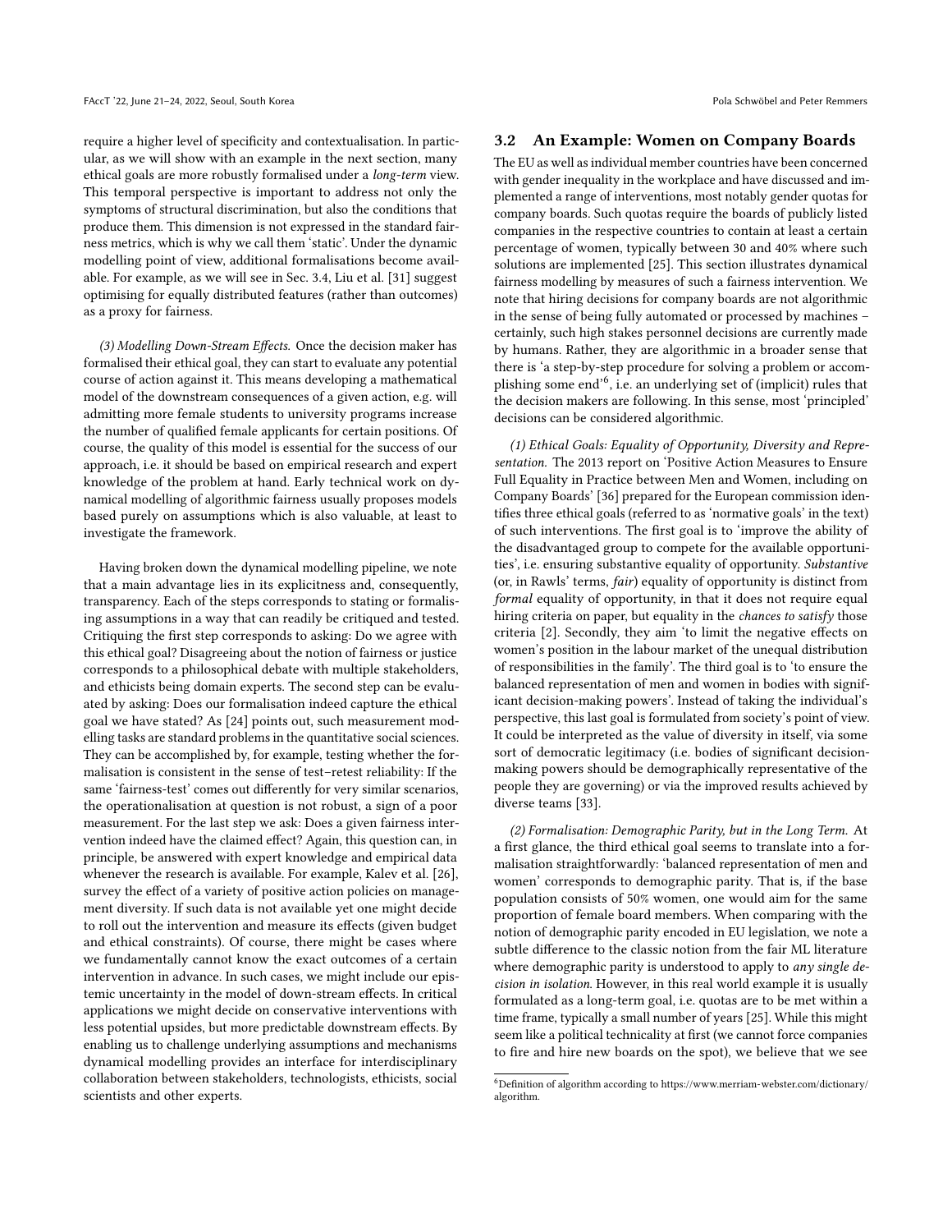require a higher level of specificity and contextualisation. In particular, as we will show with an example in the next section, many ethical goals are more robustly formalised under a *long-term* view. This temporal perspective is important to address not only the symptoms of structural discrimination, but also the conditions that produce them. This dimension is not expressed in the standard fairness metrics, which is why we call them 'static'. Under the dynamic modelling point of view, additional formalisations become available. For example, as we will see in Sec. 3.4, Liu et al. [31] suggest optimising for equally distributed features (rather than outcomes) as a proxy for fairness.

*(3) Modelling Down-Stream Effects.* Once the decision maker has formalised their ethical goal, they can start to evaluate any potential course of action against it. This means developing a mathematical model of the downstream consequences of a given action, e.g. will admitting more female students to university programs increase the number of qualified female applicants for certain positions. Of course, the quality of this model is essential for the success of our approach, i.e. it should be based on empirical research and expert knowledge of the problem at hand. Early technical work on dynamical modelling of algorithmic fairness usually proposes models based purely on assumptions which is also valuable, at least to investigate the framework.

Having broken down the dynamical modelling pipeline, we note that a main advantage lies in its explicitness and, consequently, transparency. Each of the steps corresponds to stating or formalising assumptions in a way that can readily be critiqued and tested. Critiquing the first step corresponds to asking: Do we agree with this ethical goal? Disagreeing about the notion of fairness or justice corresponds to a philosophical debate with multiple stakeholders, and ethicists being domain experts. The second step can be evaluated by asking: Does our formalisation indeed capture the ethical goal we have stated? As [24] points out, such measurement modelling tasks are standard problems in the quantitative social sciences. They can be accomplished by, for example, testing whether the formalisation is consistent in the sense of test–retest reliability: If the same 'fairness-test' comes out differently for very similar scenarios, the operationalisation at question is not robust, a sign of a poor measurement. For the last step we ask: Does a given fairness intervention indeed have the claimed effect? Again, this question can, in principle, be answered with expert knowledge and empirical data whenever the research is available. For example, Kalev et al. [26], survey the effect of a variety of positive action policies on management diversity. If such data is not available yet one might decide to roll out the intervention and measure its effects (given budget and ethical constraints). Of course, there might be cases where we fundamentally cannot know the exact outcomes of a certain intervention in advance. In such cases, we might include our epistemic uncertainty in the model of down-stream effects. In critical applications we might decide on conservative interventions with less potential upsides, but more predictable downstream effects. By enabling us to challenge underlying assumptions and mechanisms dynamical modelling provides an interface for interdisciplinary collaboration between stakeholders, technologists, ethicists, social scientists and other experts.

### 3.2 An Example: Women on Company Boards

The EU as well as individual member countries have been concerned with gender inequality in the workplace and have discussed and implemented a range of interventions, most notably gender quotas for company boards. Such quotas require the boards of publicly listed companies in the respective countries to contain at least a certain percentage of women, typically between 30 and 40% where such solutions are implemented [25]. This section illustrates dynamical fairness modelling by measures of such a fairness intervention. We note that hiring decisions for company boards are not algorithmic in the sense of being fully automated or processed by machines – certainly, such high stakes personnel decisions are currently made by humans. Rather, they are algorithmic in a broader sense that there is 'a step-by-step procedure for solving a problem or accomplishing some end'[6], i.e. an underlying set of (implicit) rules that the decision makers are following. In this sense, most 'principled' decisions can be considered algorithmic.

*(1) Ethical Goals: Equality of Opportunity, Diversity and Representation.* The 2013 report on 'Positive Action Measures to Ensure Full Equality in Practice between Men and Women, including on Company Boards' [36] prepared for the European commission identifies three ethical goals (referred to as 'normative goals' in the text) of such interventions. The first goal is to 'improve the ability of the disadvantaged group to compete for the available opportunities', i.e. ensuring substantive equality of opportunity. *Substantive* (or, in Rawls' terms, *fair*) equality of opportunity is distinct from *formal* equality of opportunity, in that it does not require equal hiring criteria on paper, but equality in the *chances to satisfy* those criteria [2]. Secondly, they aim 'to limit the negative effects on women's position in the labour market of the unequal distribution of responsibilities in the family'. The third goal is to 'to ensure the balanced representation of men and women in bodies with significant decision-making powers'. Instead of taking the individual's perspective, this last goal is formulated from society's point of view. It could be interpreted as the value of diversity in itself, via some sort of democratic legitimacy (i.e. bodies of significant decision-making powers should be demographically representative of the people they are governing) or via the improved results achieved by diverse teams [33].

*(2) Formalisation: Demographic Parity, but in the Long Term.* At a first glance, the third ethical goal seems to translate into a formalisation straightforwardly: 'balanced representation of men and women' corresponds to demographic parity. That is, if the base population consists of 50% women, one would aim for the same proportion of female board members. When comparing with the notion of demographic parity encoded in EU legislation, we note a subtle difference to the classic notion from the fair ML literature where demographic parity is understood to apply to *any single decision in isolation*. However, in this real world example it is usually formulated as a long-term goal, i.e. quotas are to be met within a time frame, typically a small number of years [25]. While this might seem like a political technicality at first (we cannot force companies to fire and hire new boards on the spot), we believe that we see

[6] Definition of algorithm according to https://www.merriam-webster.com/dictionary/algorithm.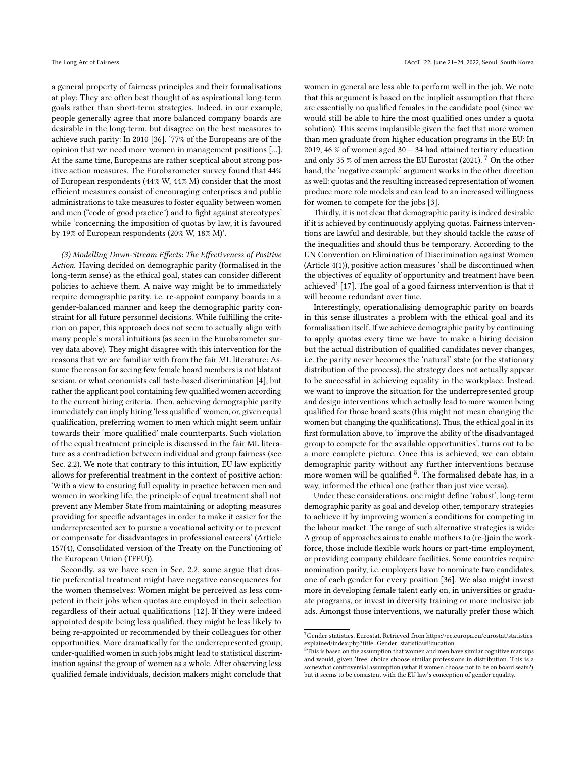a general property of fairness principles and their formalisations at play: They are often best thought of as aspirational long-term goals rather than short-term strategies. Indeed, in our example, people generally agree that more balanced company boards are desirable in the long-term, but disagree on the best measures to achieve such parity: In 2010 [36], '77% of the Europeans are of the opinion that we need more women in management positions [...]. At the same time, Europeans are rather sceptical about strong positive action measures. The Eurobarometer survey found that 44% of European respondents (44% W, 44% M) consider that the most efficient measures consist of encouraging enterprises and public administrations to take measures to foster equality between women and men ("code of good practice") and to fight against stereotypes' while 'concerning the imposition of quotas by law, it is favoured by 19% of European respondents (20% W, 18% M)'.

*(3) Modelling Down-Stream Effects: The Effectiveness of Positive Action.* Having decided on demographic parity (formalised in the long-term sense) as the ethical goal, states can consider different policies to achieve them. A naive way might be to immediately require demographic parity, i.e. re-appoint company boards in a gender-balanced manner and keep the demographic parity constraint for all future personnel decisions. While fulfilling the criterion on paper, this approach does not seem to actually align with many people's moral intuitions (as seen in the Eurobarometer survey data above). They might disagree with this intervention for the reasons that we are familiar with from the fair ML literature: Assume the reason for seeing few female board members is not blatant sexism, or what economists call taste-based discrimination [4], but rather the applicant pool containing few qualified women according to the current hiring criteria. Then, achieving demographic parity immediately can imply hiring 'less qualified' women, or, given equal qualification, preferring women to men which might seem unfair towards their 'more qualified' male counterparts. Such violation of the equal treatment principle is discussed in the fair ML literature as a contradiction between individual and group fairness (see Sec. 2.2). We note that contrary to this intuition, EU law explicitly allows for preferential treatment in the context of positive action: 'With a view to ensuring full equality in practice between men and women in working life, the principle of equal treatment shall not prevent any Member State from maintaining or adopting measures providing for specific advantages in order to make it easier for the underrepresented sex to pursue a vocational activity or to prevent or compensate for disadvantages in professional careers' (Article 157(4), Consolidated version of the Treaty on the Functioning of the European Union (TFEU)).

Secondly, as we have seen in Sec. 2.2, some argue that drastic preferential treatment might have negative consequences for the women themselves: Women might be perceived as less competent in their jobs when quotas are employed in their selection regardless of their actual qualifications [12]. If they were indeed appointed despite being less qualified, they might be less likely to being re-appointed or recommended by their colleagues for other opportunities. More dramatically for the underrepresented group, under-qualified women in such jobs might lead to statistical discrimination against the group of women as a whole. After observing less qualified female individuals, decision makers might conclude that women in general are less able to perform well in the job. We note that this argument is based on the implicit assumption that there are essentially no qualified females in the candidate pool (since we would still be able to hire the most qualified ones under a quota solution). This seems implausible given the fact that more women than men graduate from higher education programs in the EU: In 2019, 46 % of women aged 30 − 34 had attained tertiary education and only 35 % of men across the EU Eurostat (2021). [7] On the other hand, the 'negative example' argument works in the other direction as well: quotas and the resulting increased representation of women produce more role models and can lead to an increased willingness for women to compete for the jobs [3].

Thirdly, it is not clear that demographic parity is indeed desirable if it is achieved by continuously applying quotas. Fairness interventions are lawful and desirable, but they should tackle the *cause* of the inequalities and should thus be temporary. According to the UN Convention on Elimination of Discrimination against Women (Article 4(1)), positive action measures 'shall be discontinued when the objectives of equality of opportunity and treatment have been achieved' [17]. The goal of a good fairness intervention is that it will become redundant over time.

Interestingly, operationalising demographic parity on boards in this sense illustrates a problem with the ethical goal and its formalisation itself. If we achieve demographic parity by continuing to apply quotas every time we have to make a hiring decision but the actual distribution of qualified candidates never changes, i.e. the parity never becomes the 'natural' state (or the stationary distribution of the process), the strategy does not actually appear to be successful in achieving equality in the workplace. Instead, we want to improve the situation for the underrepresented group and design interventions which actually lead to more women being qualified for those board seats (this might not mean changing the women but changing the qualifications). Thus, the ethical goal in its first formulation above, to 'improve the ability of the disadvantaged group to compete for the available opportunities', turns out to be a more complete picture. Once this is achieved, we can obtain demographic parity without any further interventions because more women will be qualified [8]. The formalised debate has, in a way, informed the ethical one (rather than just vice versa).

Under these considerations, one might define 'robust', long-term demographic parity as goal and develop other, temporary strategies to achieve it by improving women's conditions for competing in the labour market. The range of such alternative strategies is wide: A group of approaches aims to enable mothers to (re-)join the workforce, those include flexible work hours or part-time employment, or providing company childcare facilities. Some countries require nomination parity, i.e. employers have to nominate two candidates, one of each gender for every position [36]. We also might invest more in developing female talent early on, in universities or graduate programs, or invest in diversity training or more inclusive job ads. Amongst those interventions, we naturally prefer those which

[7] Gender statistics. Eurostat. Retrieved from https://ec.europa.eu/eurostat/statistics-explained/index.php?title=Gender_statistics#Education

[8] This is based on the assumption that women and men have similar cognitive markups and would, given 'free' choice choose similar professions in distribution. This is a somewhat controversial assumption (what if women choose not to be on board seats?), but it seems to be consistent with the EU law's conception of gender equality.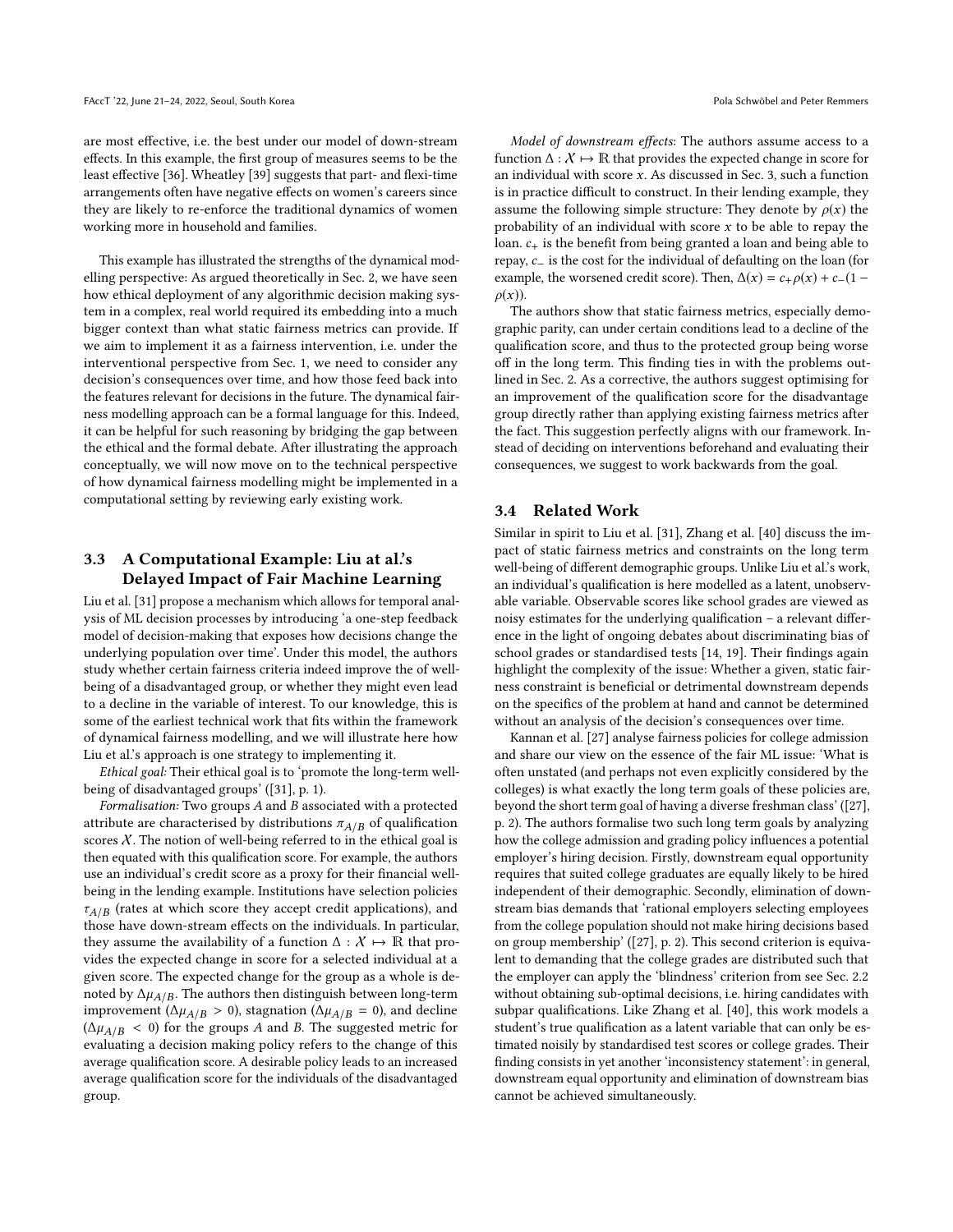are most effective, i.e. the best under our model of down-stream effects. In this example, the first group of measures seems to be the least effective [36]. Wheatley [39] suggests that part- and flexi-time arrangements often have negative effects on women's careers since they are likely to re-enforce the traditional dynamics of women working more in household and families.

This example has illustrated the strengths of the dynamical modelling perspective: As argued theoretically in Sec. 2, we have seen how ethical deployment of any algorithmic decision making system in a complex, real world required its embedding into a much bigger context than what static fairness metrics can provide. If we aim to implement it as a fairness intervention, i.e. under the interventional perspective from Sec. 1, we need to consider any decision's consequences over time, and how those feed back into the features relevant for decisions in the future. The dynamical fairness modelling approach can be a formal language for this. Indeed, it can be helpful for such reasoning by bridging the gap between the ethical and the formal debate. After illustrating the approach conceptually, we will now move on to the technical perspective of how dynamical fairness modelling might be implemented in a computational setting by reviewing early existing work.

### 3.3 A Computational Example: Liu at al.'s Delayed Impact of Fair Machine Learning

Liu et al. [31] propose a mechanism which allows for temporal analysis of ML decision processes by introducing 'a one-step feedback model of decision-making that exposes how decisions change the underlying population over time'. Under this model, the authors study whether certain fairness criteria indeed improve the of well-being of a disadvantaged group, or whether they might even lead to a decline in the variable of interest. To our knowledge, this is some of the earliest technical work that fits within the framework of dynamical fairness modelling, and we will illustrate here how Liu et al.'s approach is one strategy to implementing it.

*Ethical goal:* Their ethical goal is to 'promote the long-term well-being of disadvantaged groups' ([31], p. 1).

*Formalisation:* Two groups $A$ and $B$ associated with a protected attribute are characterised by distributions $\pi_{A/B}$ of qualification scores $\mathcal{X}$. The notion of well-being referred to in the ethical goal is then equated with this qualification score. For example, the authors use an individual's credit score as a proxy for their financial well-being in the lending example. Institutions have selection policies $\tau_{A/B}$ (rates at which score they accept credit applications), and those have down-stream effects on the individuals. In particular, they assume the availability of a function $\Delta : \mathcal{X} \mapsto \mathbb{R}$ that provides the expected change in score for a selected individual at a given score. The expected change for the group as a whole is denoted by $\Delta\mu_{A/B}$. The authors then distinguish between long-term improvement ($\Delta\mu_{A/B} > 0$), stagnation ($\Delta\mu_{A/B} = 0$), and decline ($\Delta\mu_{A/B} < 0$) for the groups $A$ and $B$. The suggested metric for evaluating a decision making policy refers to the change of this average qualification score. A desirable policy leads to an increased average qualification score for the individuals of the disadvantaged group.

*Model of downstream effects*: The authors assume access to a function $\Delta : \mathcal{X} \mapsto \mathbb{R}$ that provides the expected change in score for an individual with score $x$. As discussed in Sec. 3, such a function is in practice difficult to construct. In their lending example, they assume the following simple structure: They denote by $\rho(x)$ the probability of an individual with score $x$ to be able to repay the loan. $c_+$ is the benefit from being granted a loan and being able to repay, $c_-$ is the cost for the individual of defaulting on the loan (for example, the worsened credit score). Then, $\Delta(x) = c_+\rho(x) + c_-(1 - \rho(x))$.

The authors show that static fairness metrics, especially demographic parity, can under certain conditions lead to a decline of the qualification score, and thus to the protected group being worse off in the long term. This finding ties in with the problems outlined in Sec. 2. As a corrective, the authors suggest optimising for an improvement of the qualification score for the disadvantage group directly rather than applying existing fairness metrics after the fact. This suggestion perfectly aligns with our framework. Instead of deciding on interventions beforehand and evaluating their consequences, we suggest to work backwards from the goal.

### 3.4 Related Work

Similar in spirit to Liu et al. [31], Zhang et al. [40] discuss the impact of static fairness metrics and constraints on the long term well-being of different demographic groups. Unlike Liu et al.'s work, an individual's qualification is here modelled as a latent, unobservable variable. Observable scores like school grades are viewed as noisy estimates for the underlying qualification – a relevant difference in the light of ongoing debates about discriminating bias of school grades or standardised tests [14, 19]. Their findings again highlight the complexity of the issue: Whether a given, static fairness constraint is beneficial or detrimental downstream depends on the specifics of the problem at hand and cannot be determined without an analysis of the decision's consequences over time.

Kannan et al. [27] analyse fairness policies for college admission and share our view on the essence of the fair ML issue: 'What is often unstated (and perhaps not even explicitly considered by the colleges) is what exactly the long term goals of these policies are, beyond the short term goal of having a diverse freshman class' ([27], p. 2). The authors formalise two such long term goals by analyzing how the college admission and grading policy influences a potential employer's hiring decision. Firstly, downstream equal opportunity requires that suited college graduates are equally likely to be hired independent of their demographic. Secondly, elimination of downstream bias demands that 'rational employers selecting employees from the college population should not make hiring decisions based on group membership' ([27], p. 2). This second criterion is equivalent to demanding that the college grades are distributed such that the employer can apply the 'blindness' criterion from see Sec. 2.2 without obtaining sub-optimal decisions, i.e. hiring candidates with subpar qualifications. Like Zhang et al. [40], this work models a student's true qualification as a latent variable that can only be estimated noisily by standardised test scores or college grades. Their finding consists in yet another 'inconsistency statement': in general, downstream equal opportunity and elimination of downstream bias cannot be achieved simultaneously.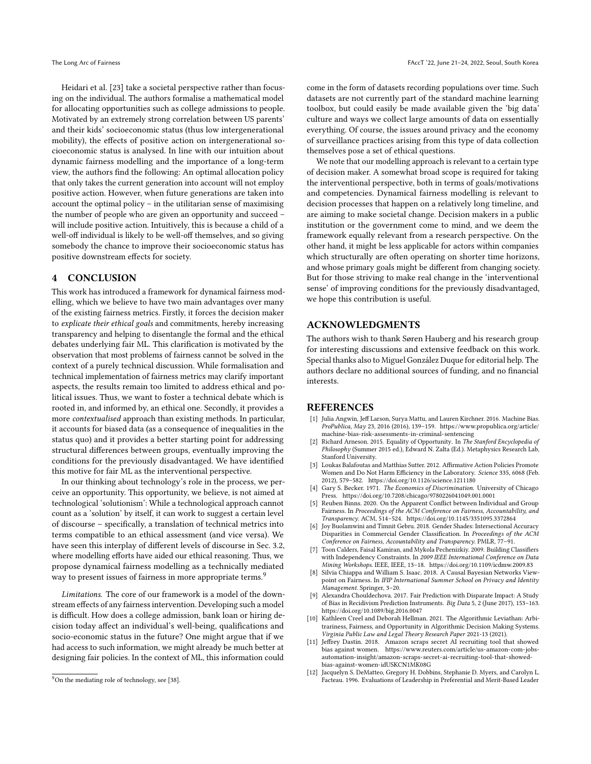Heidari et al. [23] take a societal perspective rather than focusing on the individual. The authors formalise a mathematical model for allocating opportunities such as college admissions to people. Motivated by an extremely strong correlation between US parents' and their kids' socioeconomic status (thus low intergenerational mobility), the effects of positive action on intergenerational socioeconomic status is analysed. In line with our intuition about dynamic fairness modelling and the importance of a long-term view, the authors find the following: An optimal allocation policy that only takes the current generation into account will not employ positive action. However, when future generations are taken into account the optimal policy – in the utilitarian sense of maximising the number of people who are given an opportunity and succeed – will include positive action. Intuitively, this is because a child of a well-off individual is likely to be well-off themselves, and so giving somebody the chance to improve their socioeconomic status has positive downstream effects for society.

## 4 CONCLUSION

This work has introduced a framework for dynamical fairness modelling, which we believe to have two main advantages over many of the existing fairness metrics. Firstly, it forces the decision maker to *explicate their ethical goals* and commitments, hereby increasing transparency and helping to disentangle the formal and the ethical debates underlying fair ML. This clarification is motivated by the observation that most problems of fairness cannot be solved in the context of a purely technical discussion. While formalisation and technical implementation of fairness metrics may clarify important aspects, the results remain too limited to address ethical and political issues. Thus, we want to foster a technical debate which is rooted in, and informed by, an ethical one. Secondly, it provides a more *contextualised* approach than existing methods. In particular, it accounts for biased data (as a consequence of inequalities in the status quo) and it provides a better starting point for addressing structural differences between groups, eventually improving the conditions for the previously disadvantaged. We have identified this motive for fair ML as the interventional perspective.

In our thinking about technology's role in the process, we perceive an opportunity. This opportunity, we believe, is not aimed at technological 'solutionism': While a technological approach cannot count as a 'solution' by itself, it can work to suggest a certain level of discourse – specifically, a translation of technical metrics into terms compatible to an ethical assessment (and vice versa). We have seen this interplay of different levels of discourse in Sec. 3.2, where modelling efforts have aided our ethical reasoning. Thus, we propose dynamical fairness modelling as a technically mediated way to present issues of fairness in more appropriate terms.[9]

*Limitations.* The core of our framework is a model of the downstream effects of any fairness intervention. Developing such a model is difficult. How does a college admission, bank loan or hiring decision today affect an individual's well-being, qualifications and socio-economic status in the future? One might argue that if we had access to such information, we might already be much better at designing fair policies. In the context of ML, this information could come in the form of datasets recording populations over time. Such datasets are not currently part of the standard machine learning toolbox, but could easily be made available given the 'big data' culture and ways we collect large amounts of data on essentially everything. Of course, the issues around privacy and the economy of surveillance practices arising from this type of data collection themselves pose a set of ethical questions.

We note that our modelling approach is relevant to a certain type of decision maker. A somewhat broad scope is required for taking the interventional perspective, both in terms of goals/motivations and competencies. Dynamical fairness modelling is relevant to decision processes that happen on a relatively long timeline, and are aiming to make societal change. Decision makers in a public institution or the government come to mind, and we deem the framework equally relevant from a research perspective. On the other hand, it might be less applicable for actors within companies which structurally are often operating on shorter time horizons, and whose primary goals might be different from changing society. But for those striving to make real change in the 'interventional sense' of improving conditions for the previously disadvantaged, we hope this contribution is useful.

[9] On the mediating role of technology, see [38].

## ACKNOWLEDGMENTS

The authors wish to thank Søren Hauberg and his research group for interesting discussions and extensive feedback on this work. Special thanks also to Miguel González Duque for editorial help. The authors declare no additional sources of funding, and no financial interests.

## REFERENCES

- [1] Julia Angwin, Jeff Larson, Surya Mattu, and Lauren Kirchner. 2016. Machine Bias. *ProPublica, May* 23, 2016 (2016), 139–159. https://www.propublica.org/article/machine-bias-risk-assessments-in-criminal-sentencing
- [2] Richard Arneson. 2015. Equality of Opportunity. In *The Stanford Encyclopedia of Philosophy* (Summer 2015 ed.), Edward N. Zalta (Ed.). Metaphysics Research Lab, Stanford University.
- [3] Loukas Balafoutas and Matthias Sutter. 2012. Affirmative Action Policies Promote Women and Do Not Harm Efficiency in the Laboratory. *Science* 335, 6068 (Feb. 2012), 579–582. https://doi.org/10.1126/science.1211180
- [4] Gary S. Becker. 1971. *The Economics of Discrimination.* University of Chicago Press. https://doi.org/10.7208/chicago/9780226041049.001.0001
- [5] Reuben Binns. 2020. On the Apparent Conflict between Individual and Group Fairness. In *Proceedings of the ACM Conference on Fairness, Accountability, and Transparency*. ACM, 514–524. https://doi.org/10.1145/3351095.3372864
- [6] Joy Buolamwini and Timnit Gebru. 2018. Gender Shades: Intersectional Accuracy Disparities in Commercial Gender Classification. In *Proceedings of the ACM Conference on Fairness, Accountability and Transparency*. PMLR, 77–91.
- [7] Toon Calders, Faisal Kamiran, and Mykola Pechenizkiy. 2009. Building Classifiers with Independency Constraints. In *2009 IEEE International Conference on Data Mining Workshops*. IEEE, IEEE, 13–18. https://doi.org/10.1109/icdmw.2009.83
- [8] Silvia Chiappa and William S. Isaac. 2018. A Causal Bayesian Networks Viewpoint on Fairness. In *IFIP International Summer School on Privacy and Identity Management*. Springer, 3–20.
- [9] Alexandra Chouldechova. 2017. Fair Prediction with Disparate Impact: A Study of Bias in Recidivism Prediction Instruments. *Big Data* 5, 2 (June 2017), 153–163. https://doi.org/10.1089/big.2016.0047
- [10] Kathleen Creel and Deborah Hellman. 2021. The Algorithmic Leviathan: Arbitrariness, Fairness, and Opportunity in Algorithmic Decision Making Systems. *Virginia Public Law and Legal Theory Research Paper* 2021-13 (2021).
- [11] Jeffrey Dastin. 2018. Amazon scraps secret AI recruiting tool that showed bias against women. https://www.reuters.com/article/us-amazon-com-jobs-automation-insight/amazon-scraps-secret-ai-recruiting-tool-that-showed-bias-against-women-idUSKCN1MK08G
- [12] Jacquelyn S. DeMatteo, Gregory H. Dobbins, Stephanie D. Myers, and Carolyn L. Facteau. 1996. Evaluations of Leadership in Preferential and Merit-Based Leader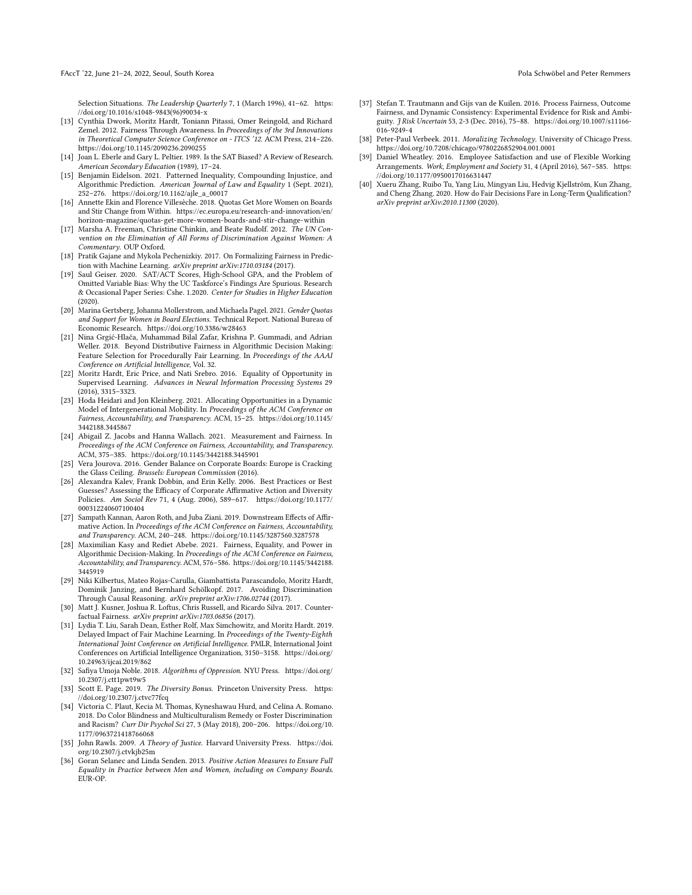Selection Situations. *The Leadership Quarterly* 7, 1 (March 1996), 41–62. https://doi.org/10.1016/s1048-9843(96)90034-x

[13] Cynthia Dwork, Moritz Hardt, Toniann Pitassi, Omer Reingold, and Richard Zemel. 2012. Fairness Through Awareness. In *Proceedings of the 3rd Innovations in Theoretical Computer Science Conference on - ITCS '12*. ACM Press, 214–226. https://doi.org/10.1145/2090236.2090255

[14] Joan L. Eberle and Gary L. Peltier. 1989. Is the SAT Biased? A Review of Research. *American Secondary Education* (1989), 17–24.

[15] Benjamin Eidelson. 2021. Patterned Inequality, Compounding Injustice, and Algorithmic Prediction. *American Journal of Law and Equality* 1 (Sept. 2021), 252–276. https://doi.org/10.1162/ajle_a_00017

[16] Annette Ekin and Florence Villesèche. 2018. Quotas Get More Women on Boards and Stir Change from Within. https://ec.europa.eu/research-and-innovation/en/horizon-magazine/quotas-get-more-women-boards-and-stir-change-within

[17] Marsha A. Freeman, Christine Chinkin, and Beate Rudolf. 2012. *The UN Convention on the Elimination of All Forms of Discrimination Against Women: A Commentary*. OUP Oxford.

[18] Pratik Gajane and Mykola Pechenizkiy. 2017. On Formalizing Fairness in Prediction with Machine Learning. *arXiv preprint arXiv:1710.03184* (2017).

[19] Saul Geiser. 2020. SAT/ACT Scores, High-School GPA, and the Problem of Omitted Variable Bias: Why the UC Taskforce's Findings Are Spurious. Research & Occasional Paper Series: Cshe. 1.2020. *Center for Studies in Higher Education* (2020).

[20] Marina Gertsberg, Johanna Mollerstrom, and Michaela Pagel. 2021. *Gender Quotas and Support for Women in Board Elections*. Technical Report. National Bureau of Economic Research. https://doi.org/10.3386/w28463

[21] Nina Grgić-Hlača, Muhammad Bilal Zafar, Krishna P. Gummadi, and Adrian Weller. 2018. Beyond Distributive Fairness in Algorithmic Decision Making: Feature Selection for Procedurally Fair Learning. In *Proceedings of the AAAI Conference on Artificial Intelligence*, Vol. 32.

[22] Moritz Hardt, Eric Price, and Nati Srebro. 2016. Equality of Opportunity in Supervised Learning. *Advances in Neural Information Processing Systems* 29 (2016), 3315–3323.

[23] Hoda Heidari and Jon Kleinberg. 2021. Allocating Opportunities in a Dynamic Model of Intergenerational Mobility. In *Proceedings of the ACM Conference on Fairness, Accountability, and Transparency*. ACM, 15–25. https://doi.org/10.1145/3442188.3445867

[24] Abigail Z. Jacobs and Hanna Wallach. 2021. Measurement and Fairness. In *Proceedings of the ACM Conference on Fairness, Accountability, and Transparency*. ACM, 375–385. https://doi.org/10.1145/3442188.3445901

[25] Vera Jourova. 2016. Gender Balance on Corporate Boards: Europe is Cracking the Glass Ceiling. *Brussels: European Commission* (2016).

[26] Alexandra Kalev, Frank Dobbin, and Erin Kelly. 2006. Best Practices or Best Guesses? Assessing the Efficacy of Corporate Affirmative Action and Diversity Policies. *Am Sociol Rev* 71, 4 (Aug. 2006), 589–617. https://doi.org/10.1177/000312240607100404

[27] Sampath Kannan, Aaron Roth, and Juba Ziani. 2019. Downstream Effects of Affirmative Action. In *Proceedings of the ACM Conference on Fairness, Accountability, and Transparency*. ACM, 240–248. https://doi.org/10.1145/3287560.3287578

[28] Maximilian Kasy and Rediet Abebe. 2021. Fairness, Equality, and Power in Algorithmic Decision-Making. In *Proceedings of the ACM Conference on Fairness, Accountability, and Transparency*. ACM, 576–586. https://doi.org/10.1145/3442188.3445919

[29] Niki Kilbertus, Mateo Rojas-Carulla, Giambattista Parascandolo, Moritz Hardt, Dominik Janzing, and Bernhard Schölkopf. 2017. Avoiding Discrimination Through Causal Reasoning. *arXiv preprint arXiv:1706.02744* (2017).

[30] Matt J. Kusner, Joshua R. Loftus, Chris Russell, and Ricardo Silva. 2017. Counterfactual Fairness. *arXiv preprint arXiv:1703.06856* (2017).

[31] Lydia T. Liu, Sarah Dean, Esther Rolf, Max Simchowitz, and Moritz Hardt. 2019. Delayed Impact of Fair Machine Learning. In *Proceedings of the Twenty-Eighth International Joint Conference on Artificial Intelligence*. PMLR, International Joint Conferences on Artificial Intelligence Organization, 3150–3158. https://doi.org/10.24963/ijcai.2019/862

[32] Safiya Umoja Noble. 2018. *Algorithms of Oppression*. NYU Press. https://doi.org/10.2307/j.ctt1pwt9w5

[33] Scott E. Page. 2019. *The Diversity Bonus*. Princeton University Press. https://doi.org/10.2307/j.ctvc77fcq

[34] Victoria C. Plaut, Kecia M. Thomas, Kyneshawau Hurd, and Celina A. Romano. 2018. Do Color Blindness and Multiculturalism Remedy or Foster Discrimination and Racism? *Curr Dir Psychol Sci* 27, 3 (May 2018), 200–206. https://doi.org/10.1177/0963721418766068

[35] John Rawls. 2009. *A Theory of Justice*. Harvard University Press. https://doi.org/10.2307/j.ctvkjb25m

[36] Goran Selanec and Linda Senden. 2013. *Positive Action Measures to Ensure Full Equality in Practice between Men and Women, including on Company Boards*. EUR-OP.

[37] Stefan T. Trautmann and Gijs van de Kuilen. 2016. Process Fairness, Outcome Fairness, and Dynamic Consistency: Experimental Evidence for Risk and Ambiguity. *J Risk Uncertain* 53, 2-3 (Dec. 2016), 75–88. https://doi.org/10.1007/s11166-016-9249-4

[38] Peter-Paul Verbeek. 2011. *Moralizing Technology*. University of Chicago Press. https://doi.org/10.7208/chicago/9780226852904.001.0001

[39] Daniel Wheatley. 2016. Employee Satisfaction and use of Flexible Working Arrangements. *Work, Employment and Society* 31, 4 (April 2016), 567–585. https://doi.org/10.1177/0950017016631447

[40] Xueru Zhang, Ruibo Tu, Yang Liu, Mingyan Liu, Hedvig Kjellström, Kun Zhang, and Cheng Zhang. 2020. How do Fair Decisions Fare in Long-Term Qualification? *arXiv preprint arXiv:2010.11300* (2020).